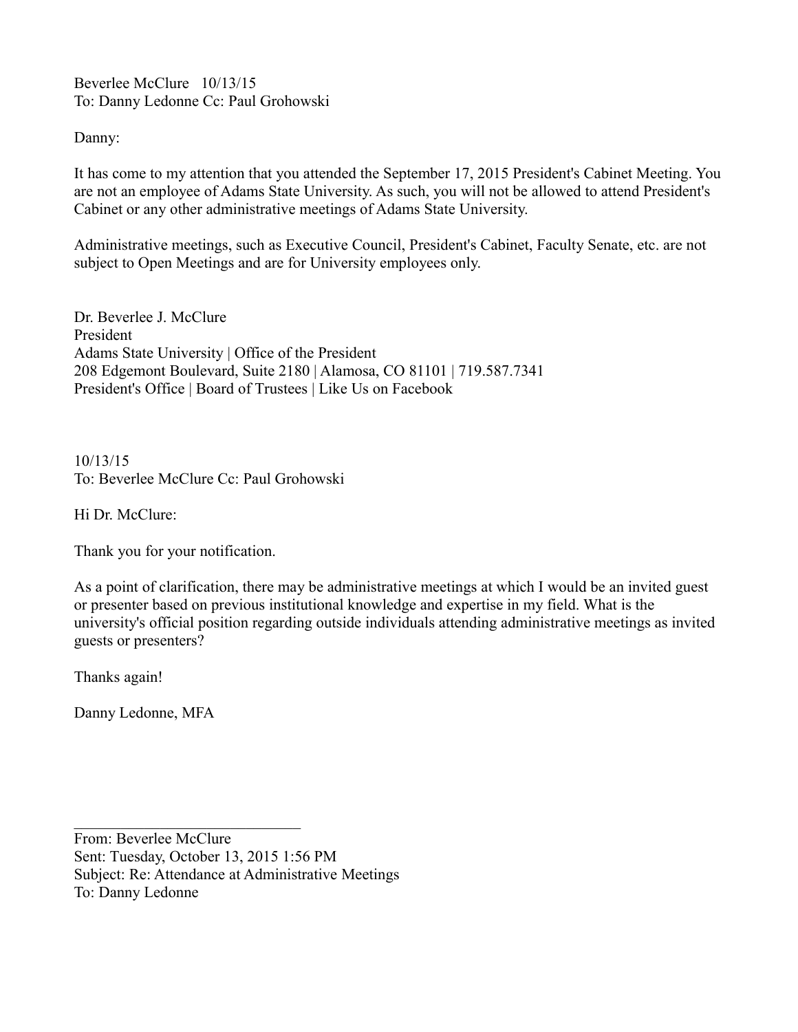Beverlee McClure 10/13/15
To: Danny Ledonne Cc: Paul Grohowski

Danny:

It has come to my attention that you attended the September 17, 2015 President's Cabinet Meeting. You are not an employee of Adams State University. As such, you will not be allowed to attend President's Cabinet or any other administrative meetings of Adams State University.

Administrative meetings, such as Executive Council, President's Cabinet, Faculty Senate, etc. are not subject to Open Meetings and are for University employees only.

Dr. Beverlee J. McClure
President
Adams State University | Office of the President
208 Edgemont Boulevard, Suite 2180 | Alamosa, CO 81101 | 719.587.7341
President's Office | Board of Trustees | Like Us on Facebook

10/13/15
To: Beverlee McClure Cc: Paul Grohowski

Hi Dr. McClure:

Thank you for your notification.

As a point of clarification, there may be administrative meetings at which I would be an invited guest or presenter based on previous institutional knowledge and expertise in my field. What is the university's official position regarding outside individuals attending administrative meetings as invited guests or presenters?

Thanks again!

Danny Ledonne, MFA

---

From: Beverlee McClure
Sent: Tuesday, October 13, 2015 1:56 PM
Subject: Re: Attendance at Administrative Meetings
To: Danny Ledonne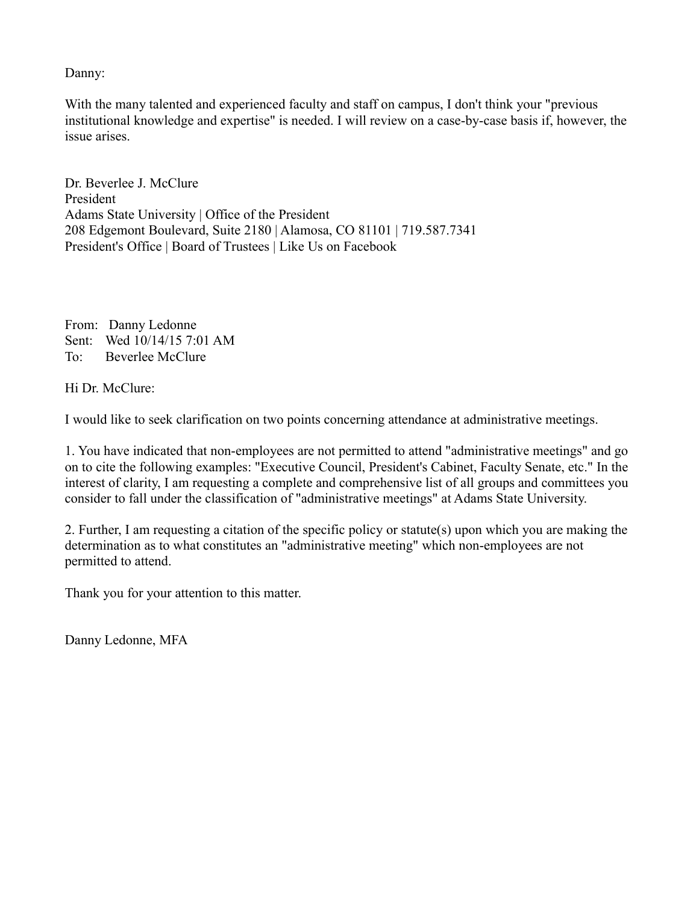Danny:

With the many talented and experienced faculty and staff on campus, I don't think your "previous institutional knowledge and expertise" is needed. I will review on a case-by-case basis if, however, the issue arises.

Dr. Beverlee J. McClure  
President  
Adams State University | Office of the President  
208 Edgemont Boulevard, Suite 2180 | Alamosa, CO 81101 | 719.587.7341  
President's Office | Board of Trustees | Like Us on Facebook

From: Danny Ledonne  
Sent: Wed 10/14/15 7:01 AM  
To: Beverlee McClure

Hi Dr. McClure:

I would like to seek clarification on two points concerning attendance at administrative meetings.

1. You have indicated that non-employees are not permitted to attend "administrative meetings" and go on to cite the following examples: "Executive Council, President's Cabinet, Faculty Senate, etc." In the interest of clarity, I am requesting a complete and comprehensive list of all groups and committees you consider to fall under the classification of "administrative meetings" at Adams State University.

2. Further, I am requesting a citation of the specific policy or statute(s) upon which you are making the determination as to what constitutes an "administrative meeting" which non-employees are not permitted to attend.

Thank you for your attention to this matter.

Danny Ledonne, MFA